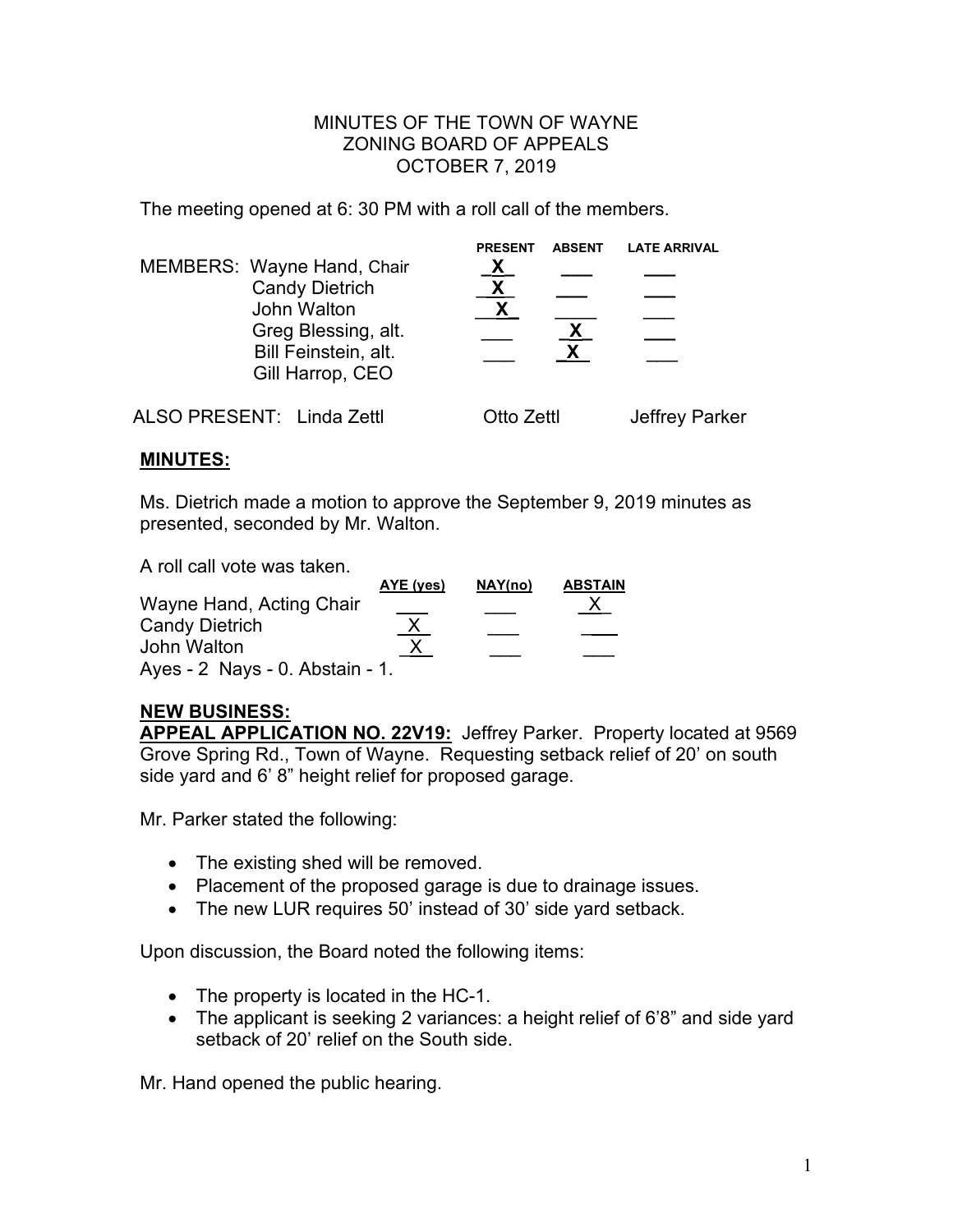MINUTES OF THE TOWN OF WAYNE
ZONING BOARD OF APPEALS
OCTOBER 7, 2019

The meeting opened at 6: 30 PM with a roll call of the members.

| MEMBERS: | PRESENT | ABSENT | LATE ARRIVAL |
|---|---|---|---|
| Wayne Hand, Chair | X | | |
| Candy Dietrich | X | | |
| John Walton | X | | |
| Greg Blessing, alt. | | X | |
| Bill Feinstein, alt. | | X | |
| Gill Harrop, CEO | | | |

ALSO PRESENT: Linda Zettl Otto Zettl Jeffrey Parker

**MINUTES:**

Ms. Dietrich made a motion to approve the September 9, 2019 minutes as presented, seconded by Mr. Walton.

A roll call vote was taken.

| | AYE (yes) | NAY(no) | ABSTAIN |
|---|---|---|---|
| Wayne Hand, Acting Chair | | | X |
| Candy Dietrich | X | | |
| John Walton | X | | |

Ayes - 2 Nays - 0. Abstain - 1.

**NEW BUSINESS:**

**APPEAL APPLICATION NO. 22V19:** Jeffrey Parker. Property located at 9569 Grove Spring Rd., Town of Wayne. Requesting setback relief of 20' on south side yard and 6' 8" height relief for proposed garage.

Mr. Parker stated the following:

- The existing shed will be removed.
- Placement of the proposed garage is due to drainage issues.
- The new LUR requires 50' instead of 30' side yard setback.

Upon discussion, the Board noted the following items:

- The property is located in the HC-1.
- The applicant is seeking 2 variances: a height relief of 6'8" and side yard setback of 20' relief on the South side.

Mr. Hand opened the public hearing.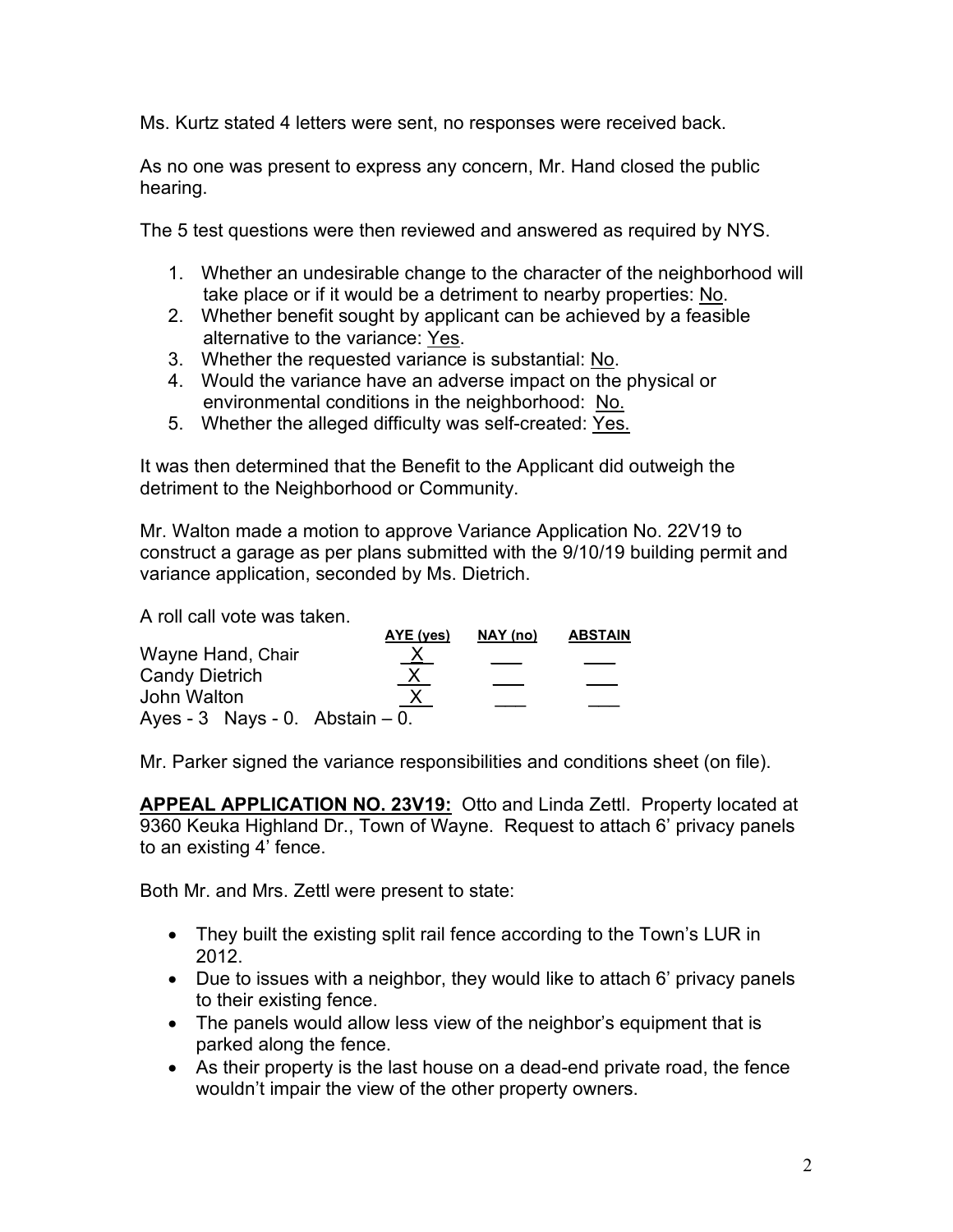Ms. Kurtz stated 4 letters were sent, no responses were received back.

As no one was present to express any concern, Mr. Hand closed the public hearing.

The 5 test questions were then reviewed and answered as required by NYS.

1. Whether an undesirable change to the character of the neighborhood will take place or if it would be a detriment to nearby properties: No.
2. Whether benefit sought by applicant can be achieved by a feasible alternative to the variance: Yes.
3. Whether the requested variance is substantial: No.
4. Would the variance have an adverse impact on the physical or environmental conditions in the neighborhood: No.
5. Whether the alleged difficulty was self-created: Yes.

It was then determined that the Benefit to the Applicant did outweigh the detriment to the Neighborhood or Community.

Mr. Walton made a motion to approve Variance Application No. 22V19 to construct a garage as per plans submitted with the 9/10/19 building permit and variance application, seconded by Ms. Dietrich.

A roll call vote was taken.

| | AYE (yes) | NAY (no) | ABSTAIN |
|---|---|---|---|
| Wayne Hand, Chair | X | | |
| Candy Dietrich | X | | |
| John Walton | X | | |

Ayes - 3 Nays - 0. Abstain – 0.

Mr. Parker signed the variance responsibilities and conditions sheet (on file).

**APPEAL APPLICATION NO. 23V19:** Otto and Linda Zettl. Property located at 9360 Keuka Highland Dr., Town of Wayne. Request to attach 6' privacy panels to an existing 4' fence.

Both Mr. and Mrs. Zettl were present to state:

- They built the existing split rail fence according to the Town's LUR in 2012.
- Due to issues with a neighbor, they would like to attach 6' privacy panels to their existing fence.
- The panels would allow less view of the neighbor's equipment that is parked along the fence.
- As their property is the last house on a dead-end private road, the fence wouldn't impair the view of the other property owners.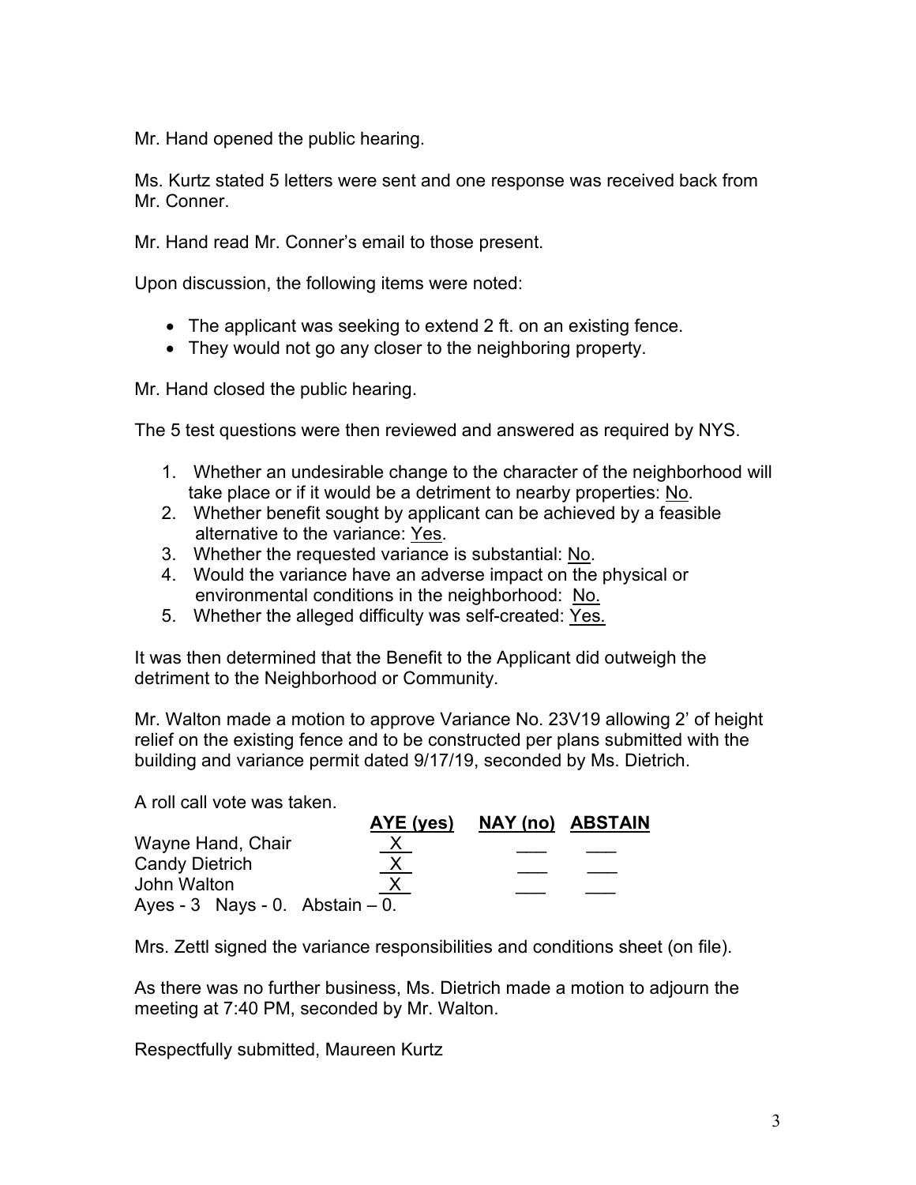Mr. Hand opened the public hearing.

Ms. Kurtz stated 5 letters were sent and one response was received back from Mr. Conner.

Mr. Hand read Mr. Conner's email to those present.

Upon discussion, the following items were noted:

- The applicant was seeking to extend 2 ft. on an existing fence.
- They would not go any closer to the neighboring property.

Mr. Hand closed the public hearing.

The 5 test questions were then reviewed and answered as required by NYS.

1. Whether an undesirable change to the character of the neighborhood will take place or if it would be a detriment to nearby properties: No.
2. Whether benefit sought by applicant can be achieved by a feasible alternative to the variance: Yes.
3. Whether the requested variance is substantial: No.
4. Would the variance have an adverse impact on the physical or environmental conditions in the neighborhood: No.
5. Whether the alleged difficulty was self-created: Yes.

It was then determined that the Benefit to the Applicant did outweigh the detriment to the Neighborhood or Community.

Mr. Walton made a motion to approve Variance No. 23V19 allowing 2' of height relief on the existing fence and to be constructed per plans submitted with the building and variance permit dated 9/17/19, seconded by Ms. Dietrich.

A roll call vote was taken.

| | **AYE (yes)** | **NAY (no)** | **ABSTAIN** |
|---|---|---|---|
| Wayne Hand, Chair | X | | |
| Candy Dietrich | X | | |
| John Walton | X | | |

Ayes - 3 Nays - 0. Abstain – 0.

Mrs. Zettl signed the variance responsibilities and conditions sheet (on file).

As there was no further business, Ms. Dietrich made a motion to adjourn the meeting at 7:40 PM, seconded by Mr. Walton.

Respectfully submitted, Maureen Kurtz